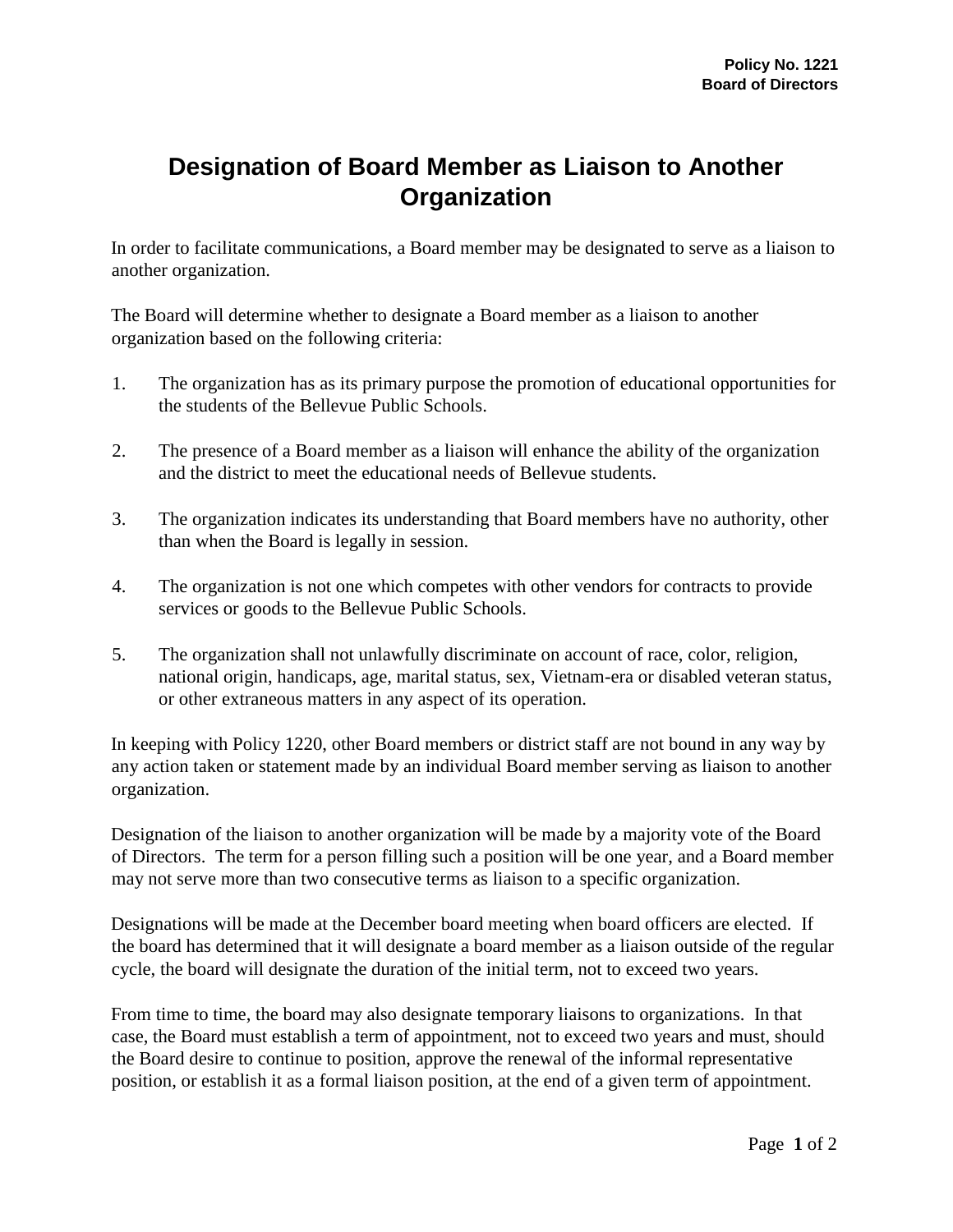**Policy No. 1221**
**Board of Directors**

# Designation of Board Member as Liaison to Another Organization

In order to facilitate communications, a Board member may be designated to serve as a liaison to another organization.

The Board will determine whether to designate a Board member as a liaison to another organization based on the following criteria:

1. The organization has as its primary purpose the promotion of educational opportunities for the students of the Bellevue Public Schools.

2. The presence of a Board member as a liaison will enhance the ability of the organization and the district to meet the educational needs of Bellevue students.

3. The organization indicates its understanding that Board members have no authority, other than when the Board is legally in session.

4. The organization is not one which competes with other vendors for contracts to provide services or goods to the Bellevue Public Schools.

5. The organization shall not unlawfully discriminate on account of race, color, religion, national origin, handicaps, age, marital status, sex, Vietnam-era or disabled veteran status, or other extraneous matters in any aspect of its operation.

In keeping with Policy 1220, other Board members or district staff are not bound in any way by any action taken or statement made by an individual Board member serving as liaison to another organization.

Designation of the liaison to another organization will be made by a majority vote of the Board of Directors. The term for a person filling such a position will be one year, and a Board member may not serve more than two consecutive terms as liaison to a specific organization.

Designations will be made at the December board meeting when board officers are elected. If the board has determined that it will designate a board member as a liaison outside of the regular cycle, the board will designate the duration of the initial term, not to exceed two years.

From time to time, the board may also designate temporary liaisons to organizations. In that case, the Board must establish a term of appointment, not to exceed two years and must, should the Board desire to continue to position, approve the renewal of the informal representative position, or establish it as a formal liaison position, at the end of a given term of appointment.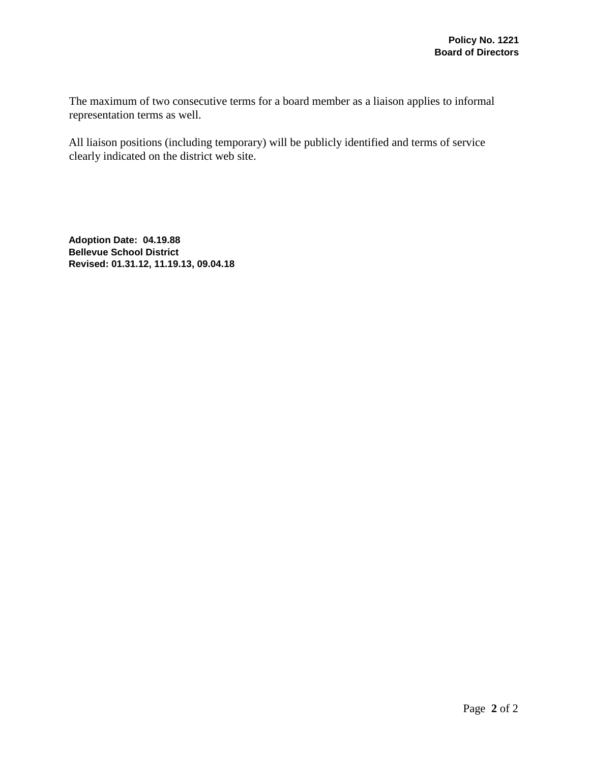The maximum of two consecutive terms for a board member as a liaison applies to informal representation terms as well.

All liaison positions (including temporary) will be publicly identified and terms of service clearly indicated on the district web site.

**Adoption Date: 04.19.88**
**Bellevue School District**
**Revised: 01.31.12, 11.19.13, 09.04.18**